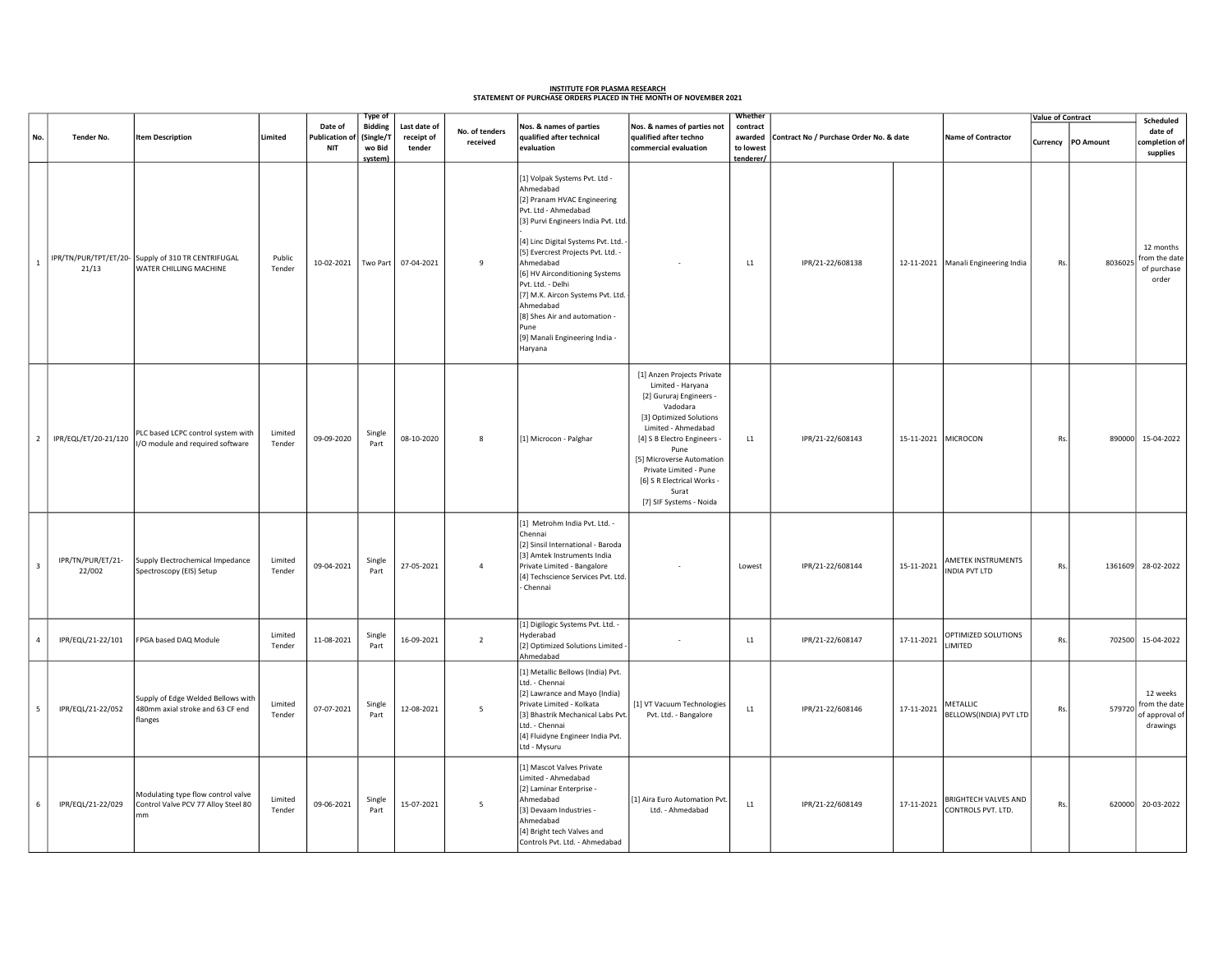**INSTITUTE FOR PLASMA RESEARCH**

**STATEMENT OF PURCHASE ORDERS PLACED IN THE MONTH OF NOVEMBER 2021**

| No. | Tender No. | Item Description | Limited | Date of Publication of NIT | Type of Bidding (Single/Two Bid system) | Last date of receipt of tender | No. of tenders received | Nos. & names of parties qualified after technical evaluation | Nos. & names of parties not qualified after techno commercial evaluation | Whether contract awarded to lowest tenderer/ | Contract No / Purchase Order No. & date | | Name of Contractor | Value of Contract | | Scheduled date of completion of supplies |
|---|---|---|---|---|---|---|---|---|---|---|---|---|---|---|---|---|
| | | | | | | | | | | | | | | Currency | PO Amount | |
| 1 | IPR/TN/PUR/TPT/ET/20-21/13 | Supply of 310 TR CENTRIFUGAL WATER CHILLING MACHINE | Public Tender | 10-02-2021 | Two Part | 07-04-2021 | 9 | [1] Volpak Systems Pvt. Ltd - Ahmedabad [2] Pranam HVAC Engineering Pvt. Ltd - Ahmedabad [3] Purvi Engineers India Pvt. Ltd. - [4] Linc Digital Systems Pvt. Ltd. - [5] Evercrest Projects Pvt. Ltd. - Ahmedabad [6] HV Airconditioning Systems Pvt. Ltd. - Delhi [7] M.K. Aircon Systems Pvt. Ltd. Ahmedabad [8] Shes Air and automation - Pune [9] Manali Engineering India - Haryana | - | L1 | IPR/21-22/608138 | 12-11-2021 | Manali Engineering India | Rs. | 8036025 | 12 months from the date of purchase order |
| 2 | IPR/EQL/ET/20-21/120 | PLC based LCPC control system with I/O module and required software | Limited Tender | 09-09-2020 | Single Part | 08-10-2020 | 8 | [1] Microcon - Palghar | [1] Anzen Projects Private Limited - Haryana [2] Gururaj Engineers - Vadodara [3] Optimized Solutions Limited - Ahmedabad [4] S B Electro Engineers - Pune [5] Microverse Automation Private Limited - Pune [6] S R Electrical Works - Surat [7] SIF Systems - Noida | L1 | IPR/21-22/608143 | 15-11-2021 | MICROCON | Rs. | 890000 | 15-04-2022 |
| 3 | IPR/TN/PUR/ET/21-22/002 | Supply Electrochemical Impedance Spectroscopy (EIS) Setup | Limited Tender | 09-04-2021 | Single Part | 27-05-2021 | 4 | [1] Metrohm India Pvt. Ltd. - Chennai [2] Sinsil International - Baroda [3] Amtek Instruments India Private Limited - Bangalore [4] Techscience Services Pvt. Ltd. - Chennai | - | Lowest | IPR/21-22/608144 | 15-11-2021 | AMETEK INSTRUMENTS INDIA PVT LTD | Rs. | 1361609 | 28-02-2022 |
| 4 | IPR/EQL/21-22/101 | FPGA based DAQ Module | Limited Tender | 11-08-2021 | Single Part | 16-09-2021 | 2 | [1] Digilogic Systems Pvt. Ltd. - Hyderabad [2] Optimized Solutions Limited - Ahmedabad | - | L1 | IPR/21-22/608147 | 17-11-2021 | OPTIMIZED SOLUTIONS LIMITED | Rs. | 702500 | 15-04-2022 |
| 5 | IPR/EQL/21-22/052 | Supply of Edge Welded Bellows with 480mm axial stroke and 63 CF end flanges | Limited Tender | 07-07-2021 | Single Part | 12-08-2021 | 5 | [1] Metallic Bellows (India) Pvt. Ltd. - Chennai [2] Lawrance and Mayo (India) Private Limited - Kolkata [3] Bhastrik Mechanical Labs Pvt. Ltd. - Chennai [4] Fluidyne Engineer India Pvt. Ltd - Mysuru | [1] VT Vacuum Technologies Pvt. Ltd. - Bangalore | L1 | IPR/21-22/608146 | 17-11-2021 | METALLIC BELLOWS(INDIA) PVT LTD | Rs. | 579720 | 12 weeks from the date of approval of drawings |
| 6 | IPR/EQL/21-22/029 | Modulating type flow control valve Control Valve PCV 77 Alloy Steel 80 mm | Limited Tender | 09-06-2021 | Single Part | 15-07-2021 | 5 | [1] Mascot Valves Private Limited - Ahmedabad [2] Laminar Enterprise - Ahmedabad [3] Devaam Industries - Ahmedabad [4] Bright tech Valves and Controls Pvt. Ltd. - Ahmedabad | [1] Aira Euro Automation Pvt. Ltd. - Ahmedabad | L1 | IPR/21-22/608149 | 17-11-2021 | BRIGHTECH VALVES AND CONTROLS PVT. LTD. | Rs. | 620000 | 20-03-2022 |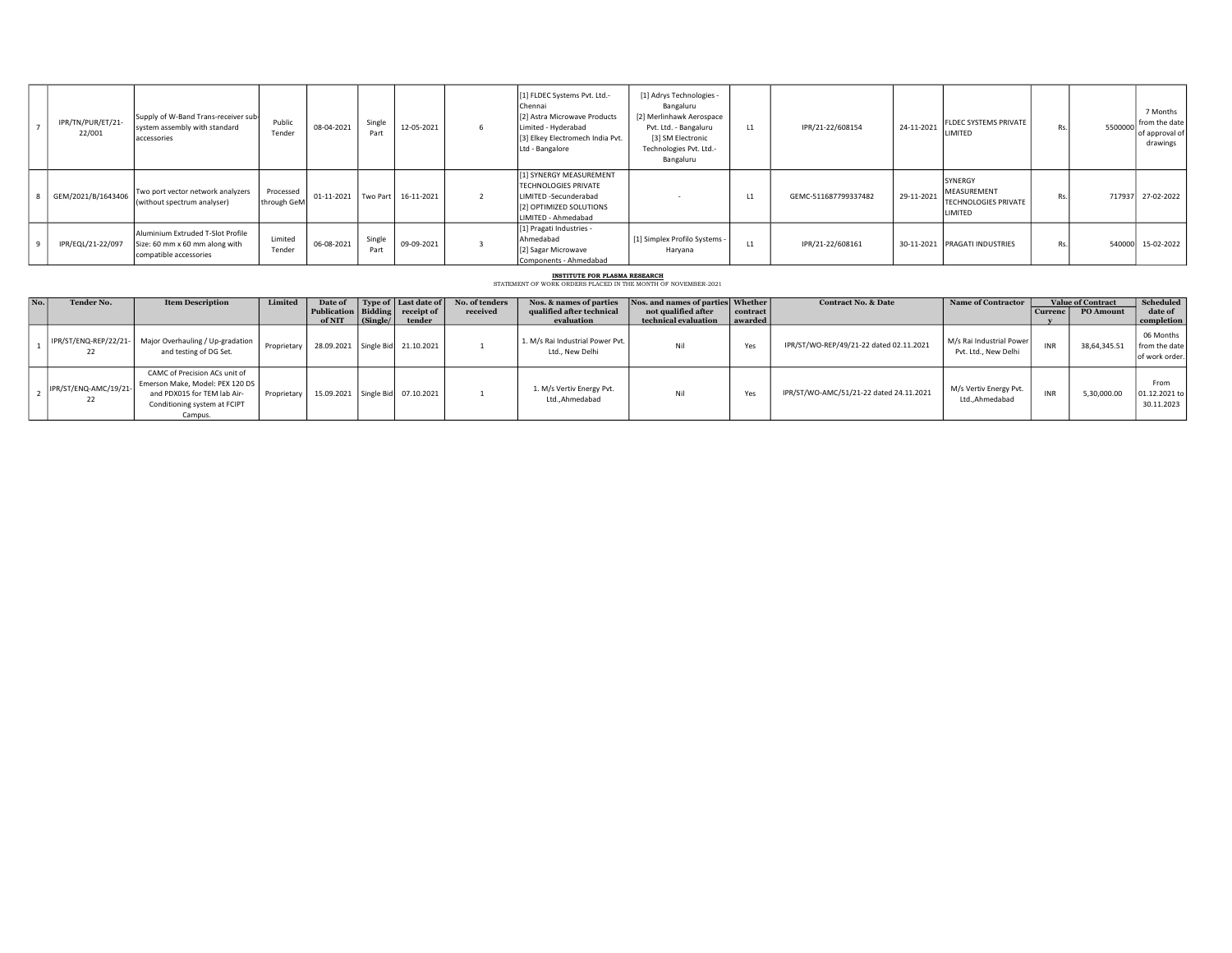| | | | | | | | | | | | | | | | |
|---|---|---|---|---|---|---|---|---|---|---|---|---|---|---|---|
| 7 | IPR/TN/PUR/ET/21-22/001 | Supply of W-Band Trans-receiver sub-system assembly with standard accessories | Public Tender | 08-04-2021 | Single Part | 12-05-2021 | 6 | [1] FLDEC Systems Pvt. Ltd.- Chennai [2] Astra Microwave Products Limited - Hyderabad [3] Elkey Electromech India Pvt. Ltd - Bangalore | [1] Adrys Technologies - Bangaluru [2] Merlinhawk Aerospace Pvt. Ltd. - Bangaluru [3] SM Electronic Technologies Pvt. Ltd.- Bangaluru | L1 | IPR/21-22/608154 | 24-11-2021 | FLDEC SYSTEMS PRIVATE LIMITED | Rs. | 5500000 | 7 Months from the date of approval of drawings |
| 8 | GEM/2021/B/1643406 | Two port vector network analyzers (without spectrum analyser) | Processed through GeM | 01-11-2021 | Two Part | 16-11-2021 | 2 | [1] SYNERGY MEASUREMENT TECHNOLOGIES PRIVATE LIMITED -Secunderabad [2] OPTIMIZED SOLUTIONS LIMITED - Ahmedabad | - | L1 | GEMC-511687799337482 | 29-11-2021 | SYNERGY MEASUREMENT TECHNOLOGIES PRIVATE LIMITED | Rs. | 717937 | 27-02-2022 |
| 9 | IPR/EQL/21-22/097 | Aluminium Extruded T-Slot Profile Size: 60 mm x 60 mm along with compatible accessories | Limited Tender | 06-08-2021 | Single Part | 09-09-2021 | 3 | [1] Pragati Industries - Ahmedabad [2] Sagar Microwave Components - Ahmedabad | [1] Simplex Profilo Systems - Haryana | L1 | IPR/21-22/608161 | 30-11-2021 | PRAGATI INDUSTRIES | Rs. | 540000 | 15-02-2022 |

**INSTITUTE FOR PLASMA RESEARCH**

STATEMENT OF WORK ORDERS PLACED IN THE MONTH OF NOVEMBER-2021

| No. | Tender No. | Item Description | Limited | Date of Publication of NIT | Type of Bidding (Single/ | Last date of receipt of tender | No. of tenders received | Nos. & names of parties qualified after technical evaluation | Nos. and names of parties not qualified after technical evaluation | Whether contract awarded | Contract No. & Date | Name of Contractor | Value of Contract | | Scheduled date of completion |
|---|---|---|---|---|---|---|---|---|---|---|---|---|---|---|---|
| | | | | | | | | | | | | | Currency | PO Amount | |
| 1 | IPR/ST/ENQ-REP/22/21-22 | Major Overhauling / Up-gradation and testing of DG Set. | Proprietary | 28.09.2021 | Single Bid | 21.10.2021 | 1 | 1. M/s Rai Industrial Power Pvt. Ltd., New Delhi | Nil | Yes | IPR/ST/WO-REP/49/21-22 dated 02.11.2021 | M/s Rai Industrial Power Pvt. Ltd., New Delhi | INR | 38,64,345.51 | 06 Months from the date of work order. |
| 2 | IPR/ST/ENQ-AMC/19/21-22 | CAMC of Precision ACs unit of Emerson Make, Model: PEX 120 DS and PDX015 for TEM lab Air-Conditioning system at FCIPT Campus. | Proprietary | 15.09.2021 | Single Bid | 07.10.2021 | 1 | 1. M/s Vertiv Energy Pvt. Ltd.,Ahmedabad | Nil | Yes | IPR/ST/WO-AMC/51/21-22 dated 24.11.2021 | M/s Vertiv Energy Pvt. Ltd.,Ahmedabad | INR | 5,30,000.00 | From 01.12.2021 to 30.11.2023 |